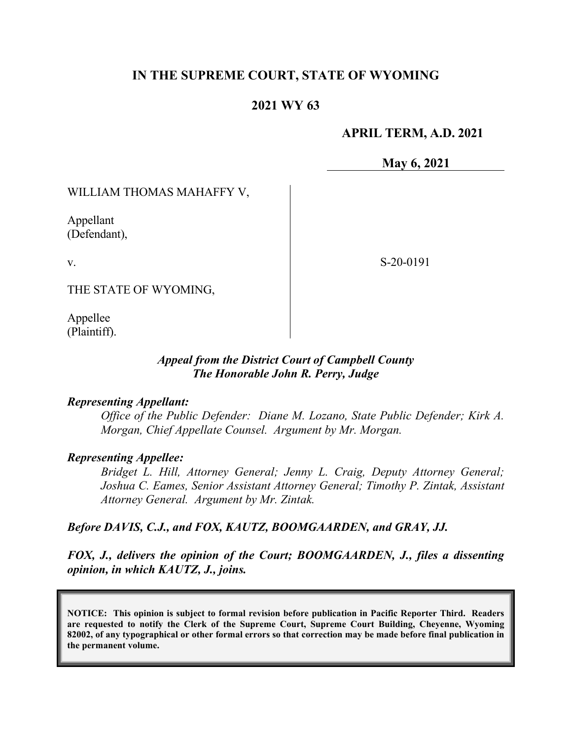# IN THE SUPREME COURT, STATE OF WYOMING

## 2021 WY 63

**APRIL TERM, A.D. 2021**

**May 6, 2021**

WILLIAM THOMAS MAHAFFY V,

Appellant
(Defendant),

v.

THE STATE OF WYOMING,

Appellee
(Plaintiff).

S-20-0191

***Appeal from the District Court of Campbell County***
***The Honorable John R. Perry, Judge***

***Representing Appellant:***

*Office of the Public Defender: Diane M. Lozano, State Public Defender; Kirk A. Morgan, Chief Appellate Counsel. Argument by Mr. Morgan.*

***Representing Appellee:***

*Bridget L. Hill, Attorney General; Jenny L. Craig, Deputy Attorney General; Joshua C. Eames, Senior Assistant Attorney General; Timothy P. Zintak, Assistant Attorney General. Argument by Mr. Zintak.*

***Before DAVIS, C.J., and FOX, KAUTZ, BOOMGAARDEN, and GRAY, JJ.***

***FOX, J., delivers the opinion of the Court; BOOMGAARDEN, J., files a dissenting opinion, in which KAUTZ, J., joins.***

**NOTICE: This opinion is subject to formal revision before publication in Pacific Reporter Third. Readers are requested to notify the Clerk of the Supreme Court, Supreme Court Building, Cheyenne, Wyoming 82002, of any typographical or other formal errors so that correction may be made before final publication in the permanent volume.**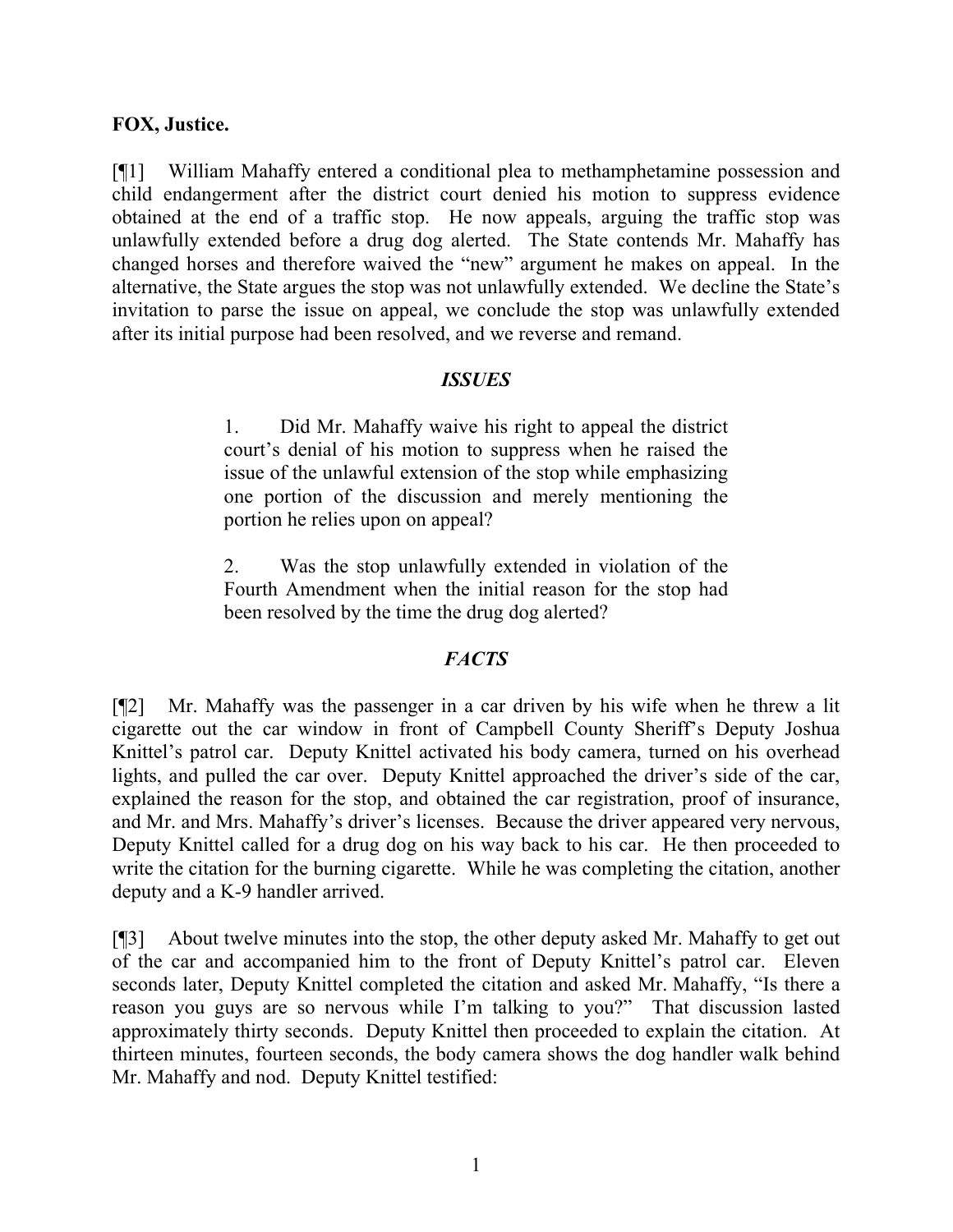**FOX, Justice.**

[¶1] William Mahaffy entered a conditional plea to methamphetamine possession and child endangerment after the district court denied his motion to suppress evidence obtained at the end of a traffic stop. He now appeals, arguing the traffic stop was unlawfully extended before a drug dog alerted. The State contends Mr. Mahaffy has changed horses and therefore waived the "new" argument he makes on appeal. In the alternative, the State argues the stop was not unlawfully extended. We decline the State's invitation to parse the issue on appeal, we conclude the stop was unlawfully extended after its initial purpose had been resolved, and we reverse and remand.

## *ISSUES*

> 1. Did Mr. Mahaffy waive his right to appeal the district court's denial of his motion to suppress when he raised the issue of the unlawful extension of the stop while emphasizing one portion of the discussion and merely mentioning the portion he relies upon on appeal?
>
> 2. Was the stop unlawfully extended in violation of the Fourth Amendment when the initial reason for the stop had been resolved by the time the drug dog alerted?

## *FACTS*

[¶2] Mr. Mahaffy was the passenger in a car driven by his wife when he threw a lit cigarette out the car window in front of Campbell County Sheriff's Deputy Joshua Knittel's patrol car. Deputy Knittel activated his body camera, turned on his overhead lights, and pulled the car over. Deputy Knittel approached the driver's side of the car, explained the reason for the stop, and obtained the car registration, proof of insurance, and Mr. and Mrs. Mahaffy's driver's licenses. Because the driver appeared very nervous, Deputy Knittel called for a drug dog on his way back to his car. He then proceeded to write the citation for the burning cigarette. While he was completing the citation, another deputy and a K-9 handler arrived.

[¶3] About twelve minutes into the stop, the other deputy asked Mr. Mahaffy to get out of the car and accompanied him to the front of Deputy Knittel's patrol car. Eleven seconds later, Deputy Knittel completed the citation and asked Mr. Mahaffy, "Is there a reason you guys are so nervous while I'm talking to you?" That discussion lasted approximately thirty seconds. Deputy Knittel then proceeded to explain the citation. At thirteen minutes, fourteen seconds, the body camera shows the dog handler walk behind Mr. Mahaffy and nod. Deputy Knittel testified: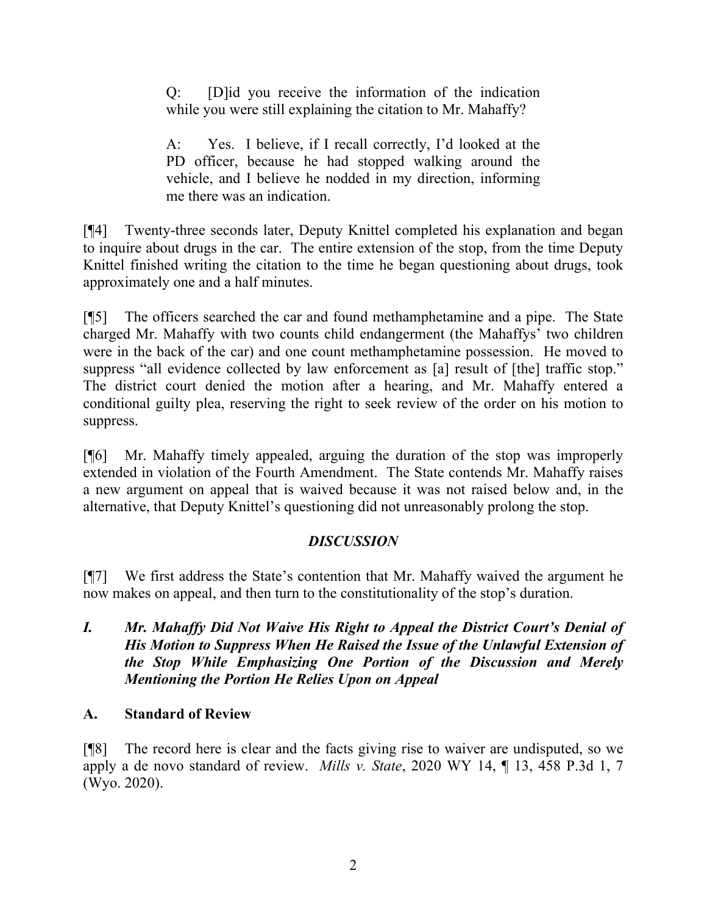> Q: [D]id you receive the information of the indication while you were still explaining the citation to Mr. Mahaffy?
>
> A: Yes. I believe, if I recall correctly, I'd looked at the PD officer, because he had stopped walking around the vehicle, and I believe he nodded in my direction, informing me there was an indication.

[¶4] Twenty-three seconds later, Deputy Knittel completed his explanation and began to inquire about drugs in the car. The entire extension of the stop, from the time Deputy Knittel finished writing the citation to the time he began questioning about drugs, took approximately one and a half minutes.

[¶5] The officers searched the car and found methamphetamine and a pipe. The State charged Mr. Mahaffy with two counts child endangerment (the Mahaffys' two children were in the back of the car) and one count methamphetamine possession. He moved to suppress "all evidence collected by law enforcement as [a] result of [the] traffic stop." The district court denied the motion after a hearing, and Mr. Mahaffy entered a conditional guilty plea, reserving the right to seek review of the order on his motion to suppress.

[¶6] Mr. Mahaffy timely appealed, arguing the duration of the stop was improperly extended in violation of the Fourth Amendment. The State contends Mr. Mahaffy raises a new argument on appeal that is waived because it was not raised below and, in the alternative, that Deputy Knittel's questioning did not unreasonably prolong the stop.

## *DISCUSSION*

[¶7] We first address the State's contention that Mr. Mahaffy waived the argument he now makes on appeal, and then turn to the constitutionality of the stop's duration.

### *I. Mr. Mahaffy Did Not Waive His Right to Appeal the District Court's Denial of His Motion to Suppress When He Raised the Issue of the Unlawful Extension of the Stop While Emphasizing One Portion of the Discussion and Merely Mentioning the Portion He Relies Upon on Appeal*

### A. Standard of Review

[¶8] The record here is clear and the facts giving rise to waiver are undisputed, so we apply a de novo standard of review. *Mills v. State*, 2020 WY 14, ¶ 13, 458 P.3d 1, 7 (Wyo. 2020).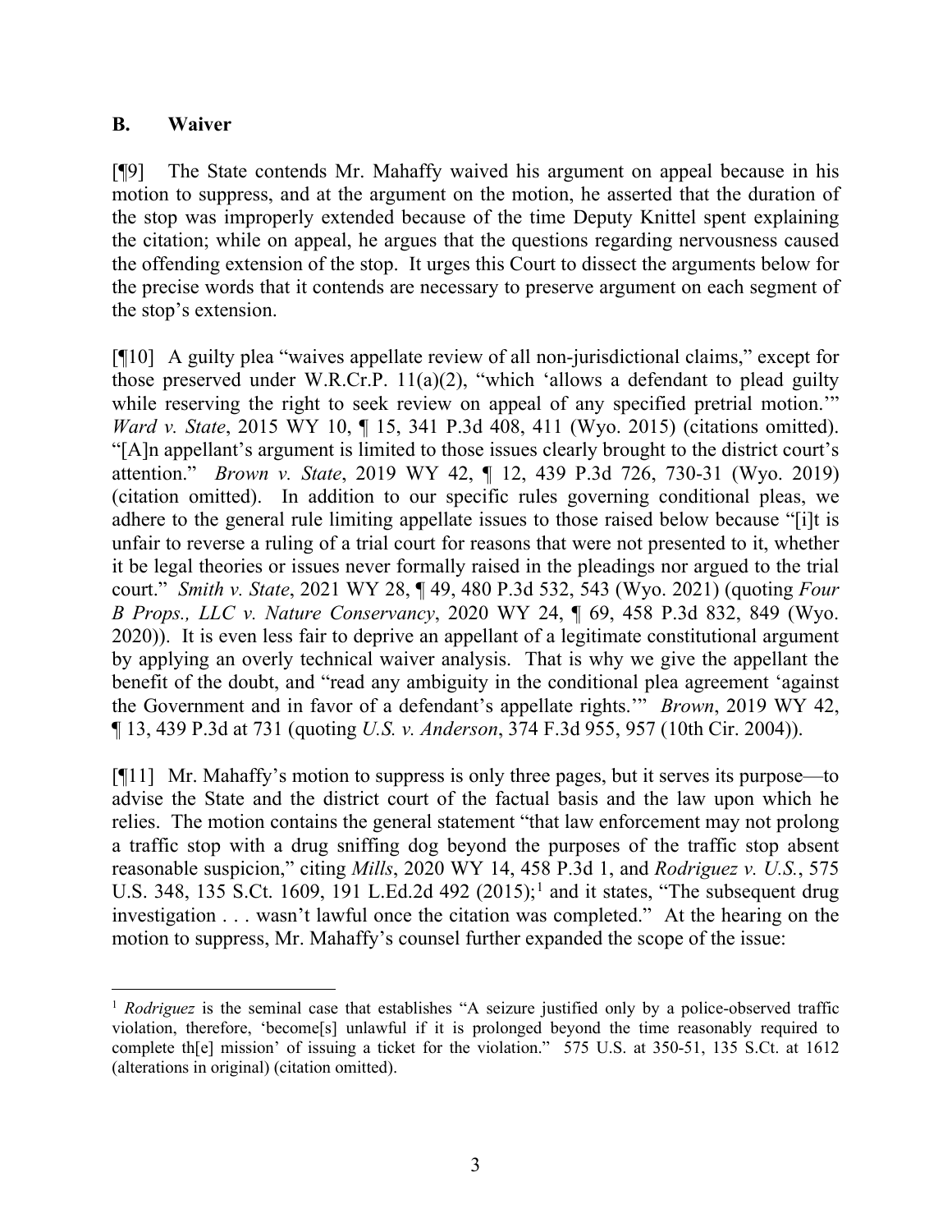### B. Waiver

[¶9] The State contends Mr. Mahaffy waived his argument on appeal because in his motion to suppress, and at the argument on the motion, he asserted that the duration of the stop was improperly extended because of the time Deputy Knittel spent explaining the citation; while on appeal, he argues that the questions regarding nervousness caused the offending extension of the stop. It urges this Court to dissect the arguments below for the precise words that it contends are necessary to preserve argument on each segment of the stop's extension.

[¶10] A guilty plea "waives appellate review of all non-jurisdictional claims," except for those preserved under W.R.Cr.P. 11(a)(2), "which 'allows a defendant to plead guilty while reserving the right to seek review on appeal of any specified pretrial motion.'" *Ward v. State*, 2015 WY 10, ¶ 15, 341 P.3d 408, 411 (Wyo. 2015) (citations omitted). "[A]n appellant's argument is limited to those issues clearly brought to the district court's attention." *Brown v. State*, 2019 WY 42, ¶ 12, 439 P.3d 726, 730-31 (Wyo. 2019) (citation omitted). In addition to our specific rules governing conditional pleas, we adhere to the general rule limiting appellate issues to those raised below because "[i]t is unfair to reverse a ruling of a trial court for reasons that were not presented to it, whether it be legal theories or issues never formally raised in the pleadings nor argued to the trial court." *Smith v. State*, 2021 WY 28, ¶ 49, 480 P.3d 532, 543 (Wyo. 2021) (quoting *Four B Props., LLC v. Nature Conservancy*, 2020 WY 24, ¶ 69, 458 P.3d 832, 849 (Wyo. 2020)). It is even less fair to deprive an appellant of a legitimate constitutional argument by applying an overly technical waiver analysis. That is why we give the appellant the benefit of the doubt, and "read any ambiguity in the conditional plea agreement 'against the Government and in favor of a defendant's appellate rights.'" *Brown*, 2019 WY 42, ¶ 13, 439 P.3d at 731 (quoting *U.S. v. Anderson*, 374 F.3d 955, 957 (10th Cir. 2004)).

[¶11] Mr. Mahaffy's motion to suppress is only three pages, but it serves its purpose—to advise the State and the district court of the factual basis and the law upon which he relies. The motion contains the general statement "that law enforcement may not prolong a traffic stop with a drug sniffing dog beyond the purposes of the traffic stop absent reasonable suspicion," citing *Mills*, 2020 WY 14, 458 P.3d 1, and *Rodriguez v. U.S.*, 575 U.S. 348, 135 S.Ct. 1609, 191 L.Ed.2d 492 (2015);[1] and it states, "The subsequent drug investigation . . . wasn't lawful once the citation was completed." At the hearing on the motion to suppress, Mr. Mahaffy's counsel further expanded the scope of the issue:

---

[1] *Rodriguez* is the seminal case that establishes "A seizure justified only by a police-observed traffic violation, therefore, 'become[s] unlawful if it is prolonged beyond the time reasonably required to complete th[e] mission' of issuing a ticket for the violation." 575 U.S. at 350-51, 135 S.Ct. at 1612 (alterations in original) (citation omitted).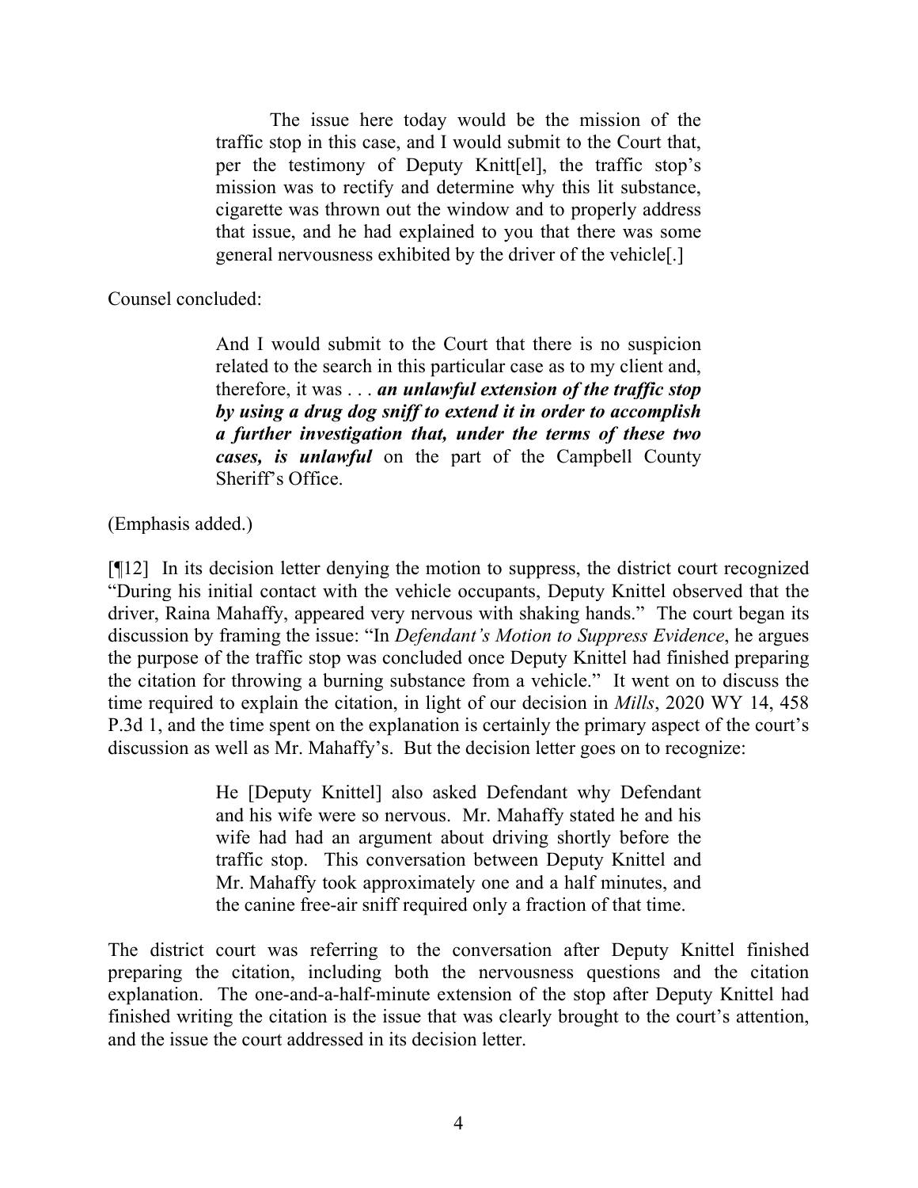> The issue here today would be the mission of the traffic stop in this case, and I would submit to the Court that, per the testimony of Deputy Knitt[el], the traffic stop's mission was to rectify and determine why this lit substance, cigarette was thrown out the window and to properly address that issue, and he had explained to you that there was some general nervousness exhibited by the driver of the vehicle[.]

Counsel concluded:

> And I would submit to the Court that there is no suspicion related to the search in this particular case as to my client and, therefore, it was . . . ***an unlawful extension of the traffic stop by using a drug dog sniff to extend it in order to accomplish a further investigation that, under the terms of these two cases, is unlawful*** on the part of the Campbell County Sheriff's Office.

(Emphasis added.)

[¶12] In its decision letter denying the motion to suppress, the district court recognized "During his initial contact with the vehicle occupants, Deputy Knittel observed that the driver, Raina Mahaffy, appeared very nervous with shaking hands." The court began its discussion by framing the issue: "In *Defendant's Motion to Suppress Evidence*, he argues the purpose of the traffic stop was concluded once Deputy Knittel had finished preparing the citation for throwing a burning substance from a vehicle." It went on to discuss the time required to explain the citation, in light of our decision in *Mills*, 2020 WY 14, 458 P.3d 1, and the time spent on the explanation is certainly the primary aspect of the court's discussion as well as Mr. Mahaffy's. But the decision letter goes on to recognize:

> He [Deputy Knittel] also asked Defendant why Defendant and his wife were so nervous. Mr. Mahaffy stated he and his wife had had an argument about driving shortly before the traffic stop. This conversation between Deputy Knittel and Mr. Mahaffy took approximately one and a half minutes, and the canine free-air sniff required only a fraction of that time.

The district court was referring to the conversation after Deputy Knittel finished preparing the citation, including both the nervousness questions and the citation explanation. The one-and-a-half-minute extension of the stop after Deputy Knittel had finished writing the citation is the issue that was clearly brought to the court's attention, and the issue the court addressed in its decision letter.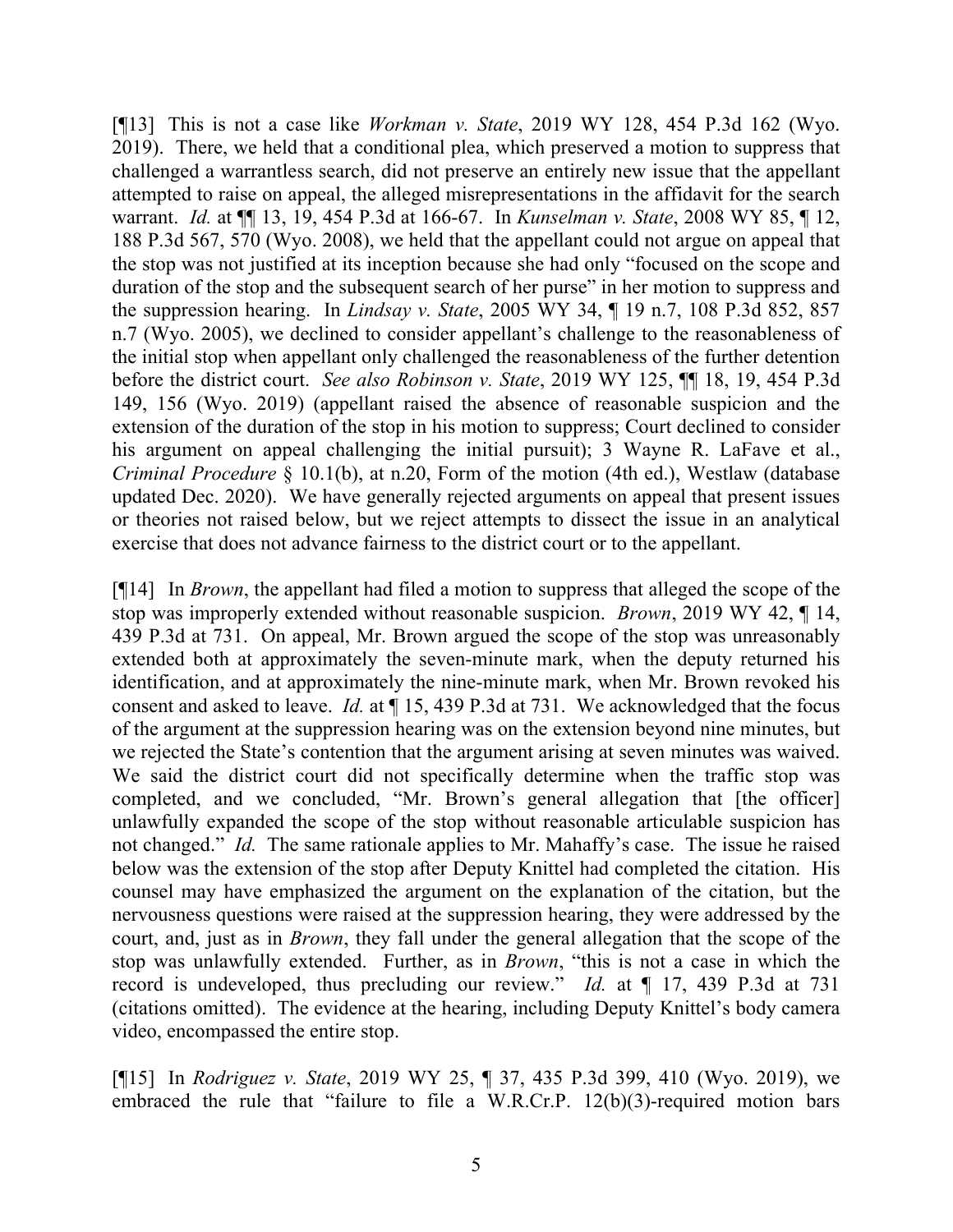[¶13] This is not a case like *Workman v. State*, 2019 WY 128, 454 P.3d 162 (Wyo. 2019). There, we held that a conditional plea, which preserved a motion to suppress that challenged a warrantless search, did not preserve an entirely new issue that the appellant attempted to raise on appeal, the alleged misrepresentations in the affidavit for the search warrant. *Id.* at ¶¶ 13, 19, 454 P.3d at 166-67. In *Kunselman v. State*, 2008 WY 85, ¶ 12, 188 P.3d 567, 570 (Wyo. 2008), we held that the appellant could not argue on appeal that the stop was not justified at its inception because she had only "focused on the scope and duration of the stop and the subsequent search of her purse" in her motion to suppress and the suppression hearing. In *Lindsay v. State*, 2005 WY 34, ¶ 19 n.7, 108 P.3d 852, 857 n.7 (Wyo. 2005), we declined to consider appellant's challenge to the reasonableness of the initial stop when appellant only challenged the reasonableness of the further detention before the district court. *See also Robinson v. State*, 2019 WY 125, ¶¶ 18, 19, 454 P.3d 149, 156 (Wyo. 2019) (appellant raised the absence of reasonable suspicion and the extension of the duration of the stop in his motion to suppress; Court declined to consider his argument on appeal challenging the initial pursuit); 3 Wayne R. LaFave et al., *Criminal Procedure* § 10.1(b), at n.20, Form of the motion (4th ed.), Westlaw (database updated Dec. 2020). We have generally rejected arguments on appeal that present issues or theories not raised below, but we reject attempts to dissect the issue in an analytical exercise that does not advance fairness to the district court or to the appellant.

[¶14] In *Brown*, the appellant had filed a motion to suppress that alleged the scope of the stop was improperly extended without reasonable suspicion. *Brown*, 2019 WY 42, ¶ 14, 439 P.3d at 731. On appeal, Mr. Brown argued the scope of the stop was unreasonably extended both at approximately the seven-minute mark, when the deputy returned his identification, and at approximately the nine-minute mark, when Mr. Brown revoked his consent and asked to leave. *Id.* at ¶ 15, 439 P.3d at 731. We acknowledged that the focus of the argument at the suppression hearing was on the extension beyond nine minutes, but we rejected the State's contention that the argument arising at seven minutes was waived. We said the district court did not specifically determine when the traffic stop was completed, and we concluded, "Mr. Brown's general allegation that [the officer] unlawfully expanded the scope of the stop without reasonable articulable suspicion has not changed." *Id.* The same rationale applies to Mr. Mahaffy's case. The issue he raised below was the extension of the stop after Deputy Knittel had completed the citation. His counsel may have emphasized the argument on the explanation of the citation, but the nervousness questions were raised at the suppression hearing, they were addressed by the court, and, just as in *Brown*, they fall under the general allegation that the scope of the stop was unlawfully extended. Further, as in *Brown*, "this is not a case in which the record is undeveloped, thus precluding our review." *Id.* at ¶ 17, 439 P.3d at 731 (citations omitted). The evidence at the hearing, including Deputy Knittel's body camera video, encompassed the entire stop.

[¶15] In *Rodriguez v. State*, 2019 WY 25, ¶ 37, 435 P.3d 399, 410 (Wyo. 2019), we embraced the rule that "failure to file a W.R.Cr.P. 12(b)(3)-required motion bars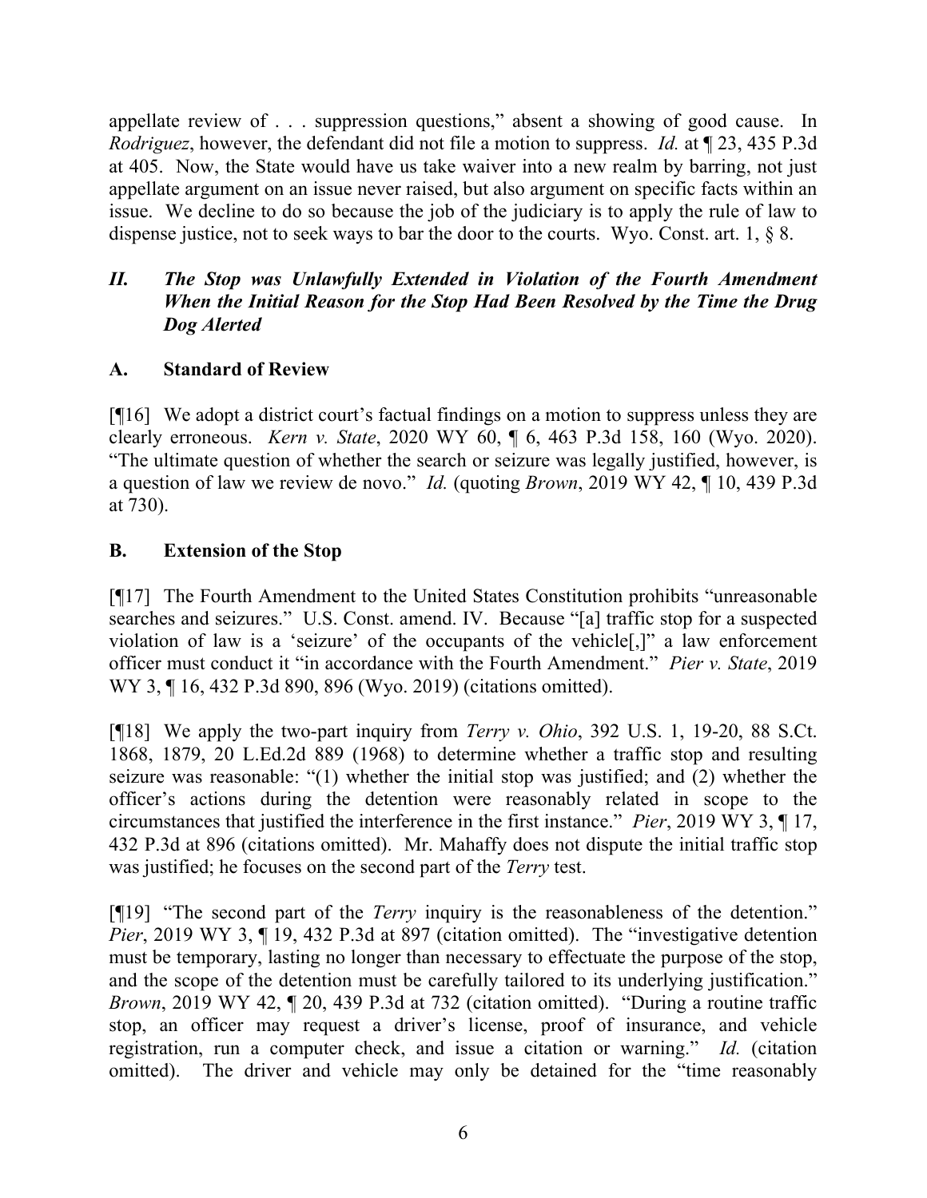appellate review of . . . suppression questions," absent a showing of good cause. In *Rodriguez*, however, the defendant did not file a motion to suppress. *Id.* at ¶ 23, 435 P.3d at 405. Now, the State would have us take waiver into a new realm by barring, not just appellate argument on an issue never raised, but also argument on specific facts within an issue. We decline to do so because the job of the judiciary is to apply the rule of law to dispense justice, not to seek ways to bar the door to the courts. Wyo. Const. art. 1, § 8.

### *II. The Stop was Unlawfully Extended in Violation of the Fourth Amendment When the Initial Reason for the Stop Had Been Resolved by the Time the Drug Dog Alerted*

### A. Standard of Review

[¶16] We adopt a district court's factual findings on a motion to suppress unless they are clearly erroneous. *Kern v. State*, 2020 WY 60, ¶ 6, 463 P.3d 158, 160 (Wyo. 2020). "The ultimate question of whether the search or seizure was legally justified, however, is a question of law we review de novo." *Id.* (quoting *Brown*, 2019 WY 42, ¶ 10, 439 P.3d at 730).

### B. Extension of the Stop

[¶17] The Fourth Amendment to the United States Constitution prohibits "unreasonable searches and seizures." U.S. Const. amend. IV. Because "[a] traffic stop for a suspected violation of law is a 'seizure' of the occupants of the vehicle[,]" a law enforcement officer must conduct it "in accordance with the Fourth Amendment." *Pier v. State*, 2019 WY 3, ¶ 16, 432 P.3d 890, 896 (Wyo. 2019) (citations omitted).

[¶18] We apply the two-part inquiry from *Terry v. Ohio*, 392 U.S. 1, 19-20, 88 S.Ct. 1868, 1879, 20 L.Ed.2d 889 (1968) to determine whether a traffic stop and resulting seizure was reasonable: "(1) whether the initial stop was justified; and (2) whether the officer's actions during the detention were reasonably related in scope to the circumstances that justified the interference in the first instance." *Pier*, 2019 WY 3, ¶ 17, 432 P.3d at 896 (citations omitted). Mr. Mahaffy does not dispute the initial traffic stop was justified; he focuses on the second part of the *Terry* test.

[¶19] "The second part of the *Terry* inquiry is the reasonableness of the detention." *Pier*, 2019 WY 3, ¶ 19, 432 P.3d at 897 (citation omitted). The "investigative detention must be temporary, lasting no longer than necessary to effectuate the purpose of the stop, and the scope of the detention must be carefully tailored to its underlying justification." *Brown*, 2019 WY 42, ¶ 20, 439 P.3d at 732 (citation omitted). "During a routine traffic stop, an officer may request a driver's license, proof of insurance, and vehicle registration, run a computer check, and issue a citation or warning." *Id.* (citation omitted). The driver and vehicle may only be detained for the "time reasonably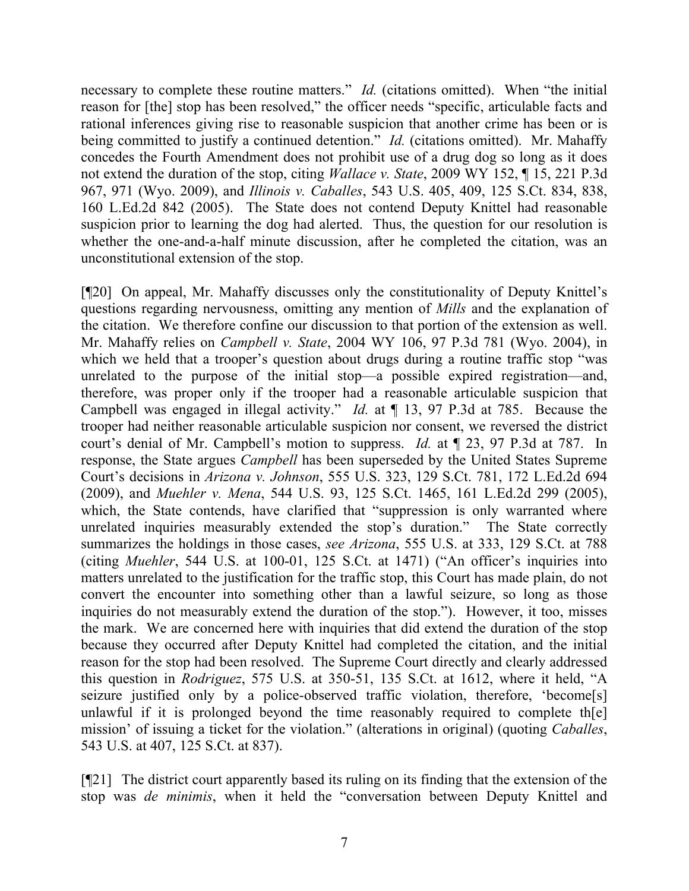necessary to complete these routine matters." *Id.* (citations omitted). When "the initial reason for [the] stop has been resolved," the officer needs "specific, articulable facts and rational inferences giving rise to reasonable suspicion that another crime has been or is being committed to justify a continued detention." *Id.* (citations omitted). Mr. Mahaffy concedes the Fourth Amendment does not prohibit use of a drug dog so long as it does not extend the duration of the stop, citing *Wallace v. State*, 2009 WY 152, ¶ 15, 221 P.3d 967, 971 (Wyo. 2009), and *Illinois v. Caballes*, 543 U.S. 405, 409, 125 S.Ct. 834, 838, 160 L.Ed.2d 842 (2005). The State does not contend Deputy Knittel had reasonable suspicion prior to learning the dog had alerted. Thus, the question for our resolution is whether the one-and-a-half minute discussion, after he completed the citation, was an unconstitutional extension of the stop.

[¶20] On appeal, Mr. Mahaffy discusses only the constitutionality of Deputy Knittel's questions regarding nervousness, omitting any mention of *Mills* and the explanation of the citation. We therefore confine our discussion to that portion of the extension as well. Mr. Mahaffy relies on *Campbell v. State*, 2004 WY 106, 97 P.3d 781 (Wyo. 2004), in which we held that a trooper's question about drugs during a routine traffic stop "was unrelated to the purpose of the initial stop—a possible expired registration—and, therefore, was proper only if the trooper had a reasonable articulable suspicion that Campbell was engaged in illegal activity." *Id.* at ¶ 13, 97 P.3d at 785. Because the trooper had neither reasonable articulable suspicion nor consent, we reversed the district court's denial of Mr. Campbell's motion to suppress. *Id.* at ¶ 23, 97 P.3d at 787. In response, the State argues *Campbell* has been superseded by the United States Supreme Court's decisions in *Arizona v. Johnson*, 555 U.S. 323, 129 S.Ct. 781, 172 L.Ed.2d 694 (2009), and *Muehler v. Mena*, 544 U.S. 93, 125 S.Ct. 1465, 161 L.Ed.2d 299 (2005), which, the State contends, have clarified that "suppression is only warranted where unrelated inquiries measurably extended the stop's duration." The State correctly summarizes the holdings in those cases, *see Arizona*, 555 U.S. at 333, 129 S.Ct. at 788 (citing *Muehler*, 544 U.S. at 100-01, 125 S.Ct. at 1471) ("An officer's inquiries into matters unrelated to the justification for the traffic stop, this Court has made plain, do not convert the encounter into something other than a lawful seizure, so long as those inquiries do not measurably extend the duration of the stop."). However, it too, misses the mark. We are concerned here with inquiries that did extend the duration of the stop because they occurred after Deputy Knittel had completed the citation, and the initial reason for the stop had been resolved. The Supreme Court directly and clearly addressed this question in *Rodriguez*, 575 U.S. at 350-51, 135 S.Ct. at 1612, where it held, "A seizure justified only by a police-observed traffic violation, therefore, 'become[s] unlawful if it is prolonged beyond the time reasonably required to complete th[e] mission' of issuing a ticket for the violation." (alterations in original) (quoting *Caballes*, 543 U.S. at 407, 125 S.Ct. at 837).

[¶21] The district court apparently based its ruling on its finding that the extension of the stop was *de minimis*, when it held the "conversation between Deputy Knittel and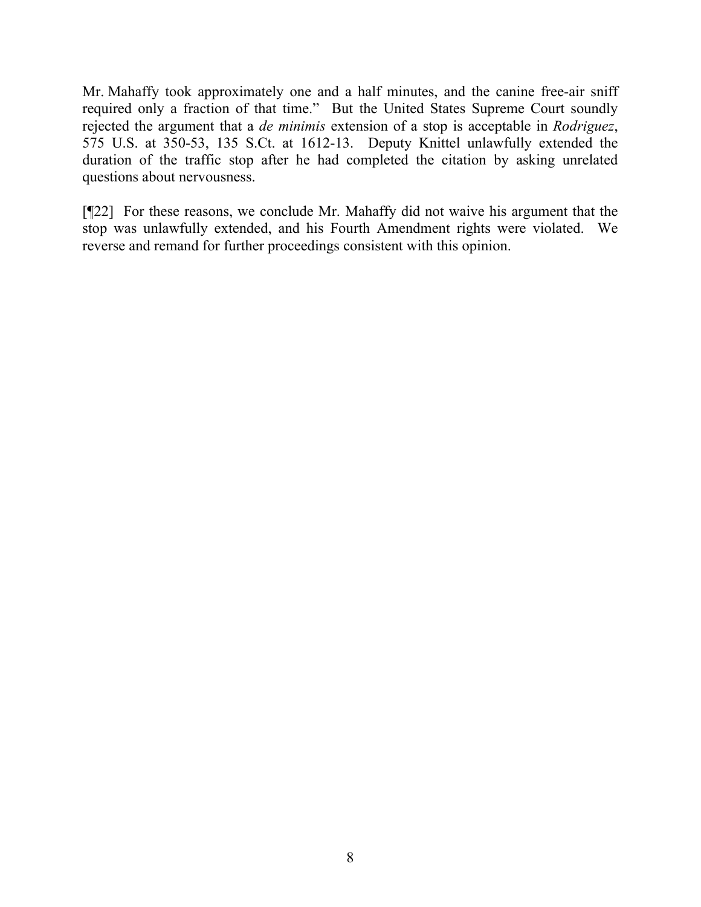Mr. Mahaffy took approximately one and a half minutes, and the canine free-air sniff required only a fraction of that time." But the United States Supreme Court soundly rejected the argument that a *de minimis* extension of a stop is acceptable in *Rodriguez*, 575 U.S. at 350-53, 135 S.Ct. at 1612-13. Deputy Knittel unlawfully extended the duration of the traffic stop after he had completed the citation by asking unrelated questions about nervousness.

[¶22] For these reasons, we conclude Mr. Mahaffy did not waive his argument that the stop was unlawfully extended, and his Fourth Amendment rights were violated. We reverse and remand for further proceedings consistent with this opinion.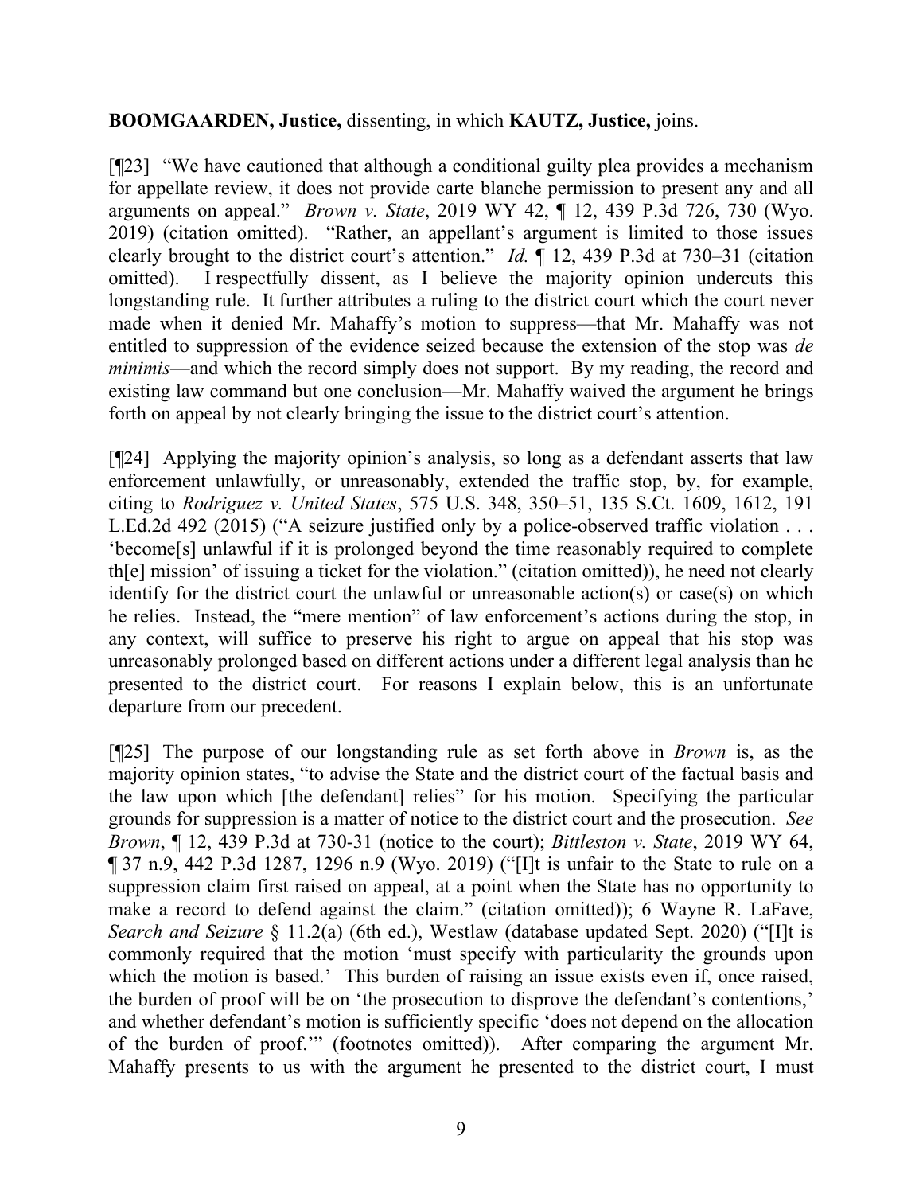**BOOMGAARDEN, Justice,** dissenting, in which **KAUTZ, Justice,** joins.

[¶23] "We have cautioned that although a conditional guilty plea provides a mechanism for appellate review, it does not provide carte blanche permission to present any and all arguments on appeal." *Brown v. State*, 2019 WY 42, ¶ 12, 439 P.3d 726, 730 (Wyo. 2019) (citation omitted). "Rather, an appellant's argument is limited to those issues clearly brought to the district court's attention." *Id.* ¶ 12, 439 P.3d at 730–31 (citation omitted). I respectfully dissent, as I believe the majority opinion undercuts this longstanding rule. It further attributes a ruling to the district court which the court never made when it denied Mr. Mahaffy's motion to suppress—that Mr. Mahaffy was not entitled to suppression of the evidence seized because the extension of the stop was *de minimis*—and which the record simply does not support. By my reading, the record and existing law command but one conclusion—Mr. Mahaffy waived the argument he brings forth on appeal by not clearly bringing the issue to the district court's attention.

[¶24] Applying the majority opinion's analysis, so long as a defendant asserts that law enforcement unlawfully, or unreasonably, extended the traffic stop, by, for example, citing to *Rodriguez v. United States*, 575 U.S. 348, 350–51, 135 S.Ct. 1609, 1612, 191 L.Ed.2d 492 (2015) ("A seizure justified only by a police-observed traffic violation . . . 'become[s] unlawful if it is prolonged beyond the time reasonably required to complete th[e] mission' of issuing a ticket for the violation." (citation omitted)), he need not clearly identify for the district court the unlawful or unreasonable action(s) or case(s) on which he relies. Instead, the "mere mention" of law enforcement's actions during the stop, in any context, will suffice to preserve his right to argue on appeal that his stop was unreasonably prolonged based on different actions under a different legal analysis than he presented to the district court. For reasons I explain below, this is an unfortunate departure from our precedent.

[¶25] The purpose of our longstanding rule as set forth above in *Brown* is, as the majority opinion states, "to advise the State and the district court of the factual basis and the law upon which [the defendant] relies" for his motion. Specifying the particular grounds for suppression is a matter of notice to the district court and the prosecution. *See Brown*, ¶ 12, 439 P.3d at 730-31 (notice to the court); *Bittleston v. State*, 2019 WY 64, ¶ 37 n.9, 442 P.3d 1287, 1296 n.9 (Wyo. 2019) ("[I]t is unfair to the State to rule on a suppression claim first raised on appeal, at a point when the State has no opportunity to make a record to defend against the claim." (citation omitted)); 6 Wayne R. LaFave, *Search and Seizure* § 11.2(a) (6th ed.), Westlaw (database updated Sept. 2020) ("[I]t is commonly required that the motion 'must specify with particularity the grounds upon which the motion is based.' This burden of raising an issue exists even if, once raised, the burden of proof will be on 'the prosecution to disprove the defendant's contentions,' and whether defendant's motion is sufficiently specific 'does not depend on the allocation of the burden of proof.'" (footnotes omitted)). After comparing the argument Mr. Mahaffy presents to us with the argument he presented to the district court, I must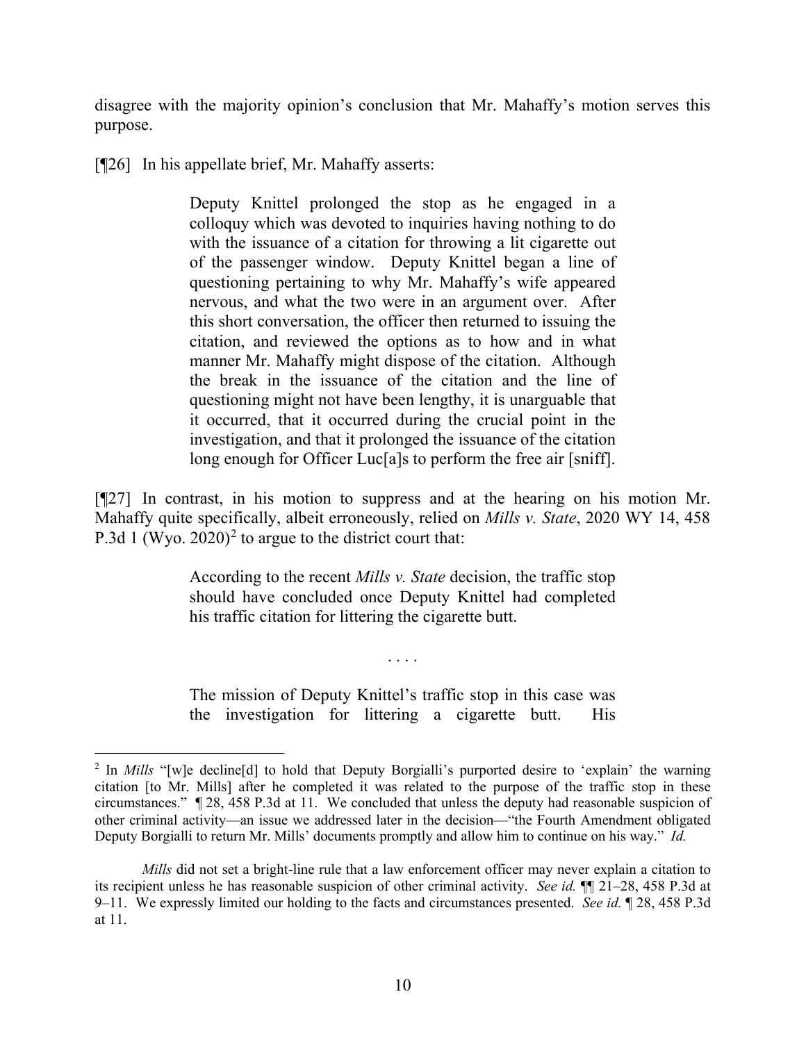disagree with the majority opinion's conclusion that Mr. Mahaffy's motion serves this purpose.

[¶26] In his appellate brief, Mr. Mahaffy asserts:

> Deputy Knittel prolonged the stop as he engaged in a colloquy which was devoted to inquiries having nothing to do with the issuance of a citation for throwing a lit cigarette out of the passenger window. Deputy Knittel began a line of questioning pertaining to why Mr. Mahaffy's wife appeared nervous, and what the two were in an argument over. After this short conversation, the officer then returned to issuing the citation, and reviewed the options as to how and in what manner Mr. Mahaffy might dispose of the citation. Although the break in the issuance of the citation and the line of questioning might not have been lengthy, it is unarguable that it occurred, that it occurred during the crucial point in the investigation, and that it prolonged the issuance of the citation long enough for Officer Luc[a]s to perform the free air [sniff].

[¶27] In contrast, in his motion to suppress and at the hearing on his motion Mr. Mahaffy quite specifically, albeit erroneously, relied on *Mills v. State*, 2020 WY 14, 458 P.3d 1 (Wyo. 2020)[2] to argue to the district court that:

> According to the recent *Mills v. State* decision, the traffic stop should have concluded once Deputy Knittel had completed his traffic citation for littering the cigarette butt.
>
> . . . .
>
> The mission of Deputy Knittel's traffic stop in this case was the investigation for littering a cigarette butt. His

---

[2] In *Mills* "[w]e decline[d] to hold that Deputy Borgialli's purported desire to 'explain' the warning citation [to Mr. Mills] after he completed it was related to the purpose of the traffic stop in these circumstances." ¶ 28, 458 P.3d at 11. We concluded that unless the deputy had reasonable suspicion of other criminal activity—an issue we addressed later in the decision—"the Fourth Amendment obligated Deputy Borgialli to return Mr. Mills' documents promptly and allow him to continue on his way." *Id.*

*Mills* did not set a bright-line rule that a law enforcement officer may never explain a citation to its recipient unless he has reasonable suspicion of other criminal activity. *See id.* ¶¶ 21–28, 458 P.3d at 9–11. We expressly limited our holding to the facts and circumstances presented. *See id.* ¶ 28, 458 P.3d at 11.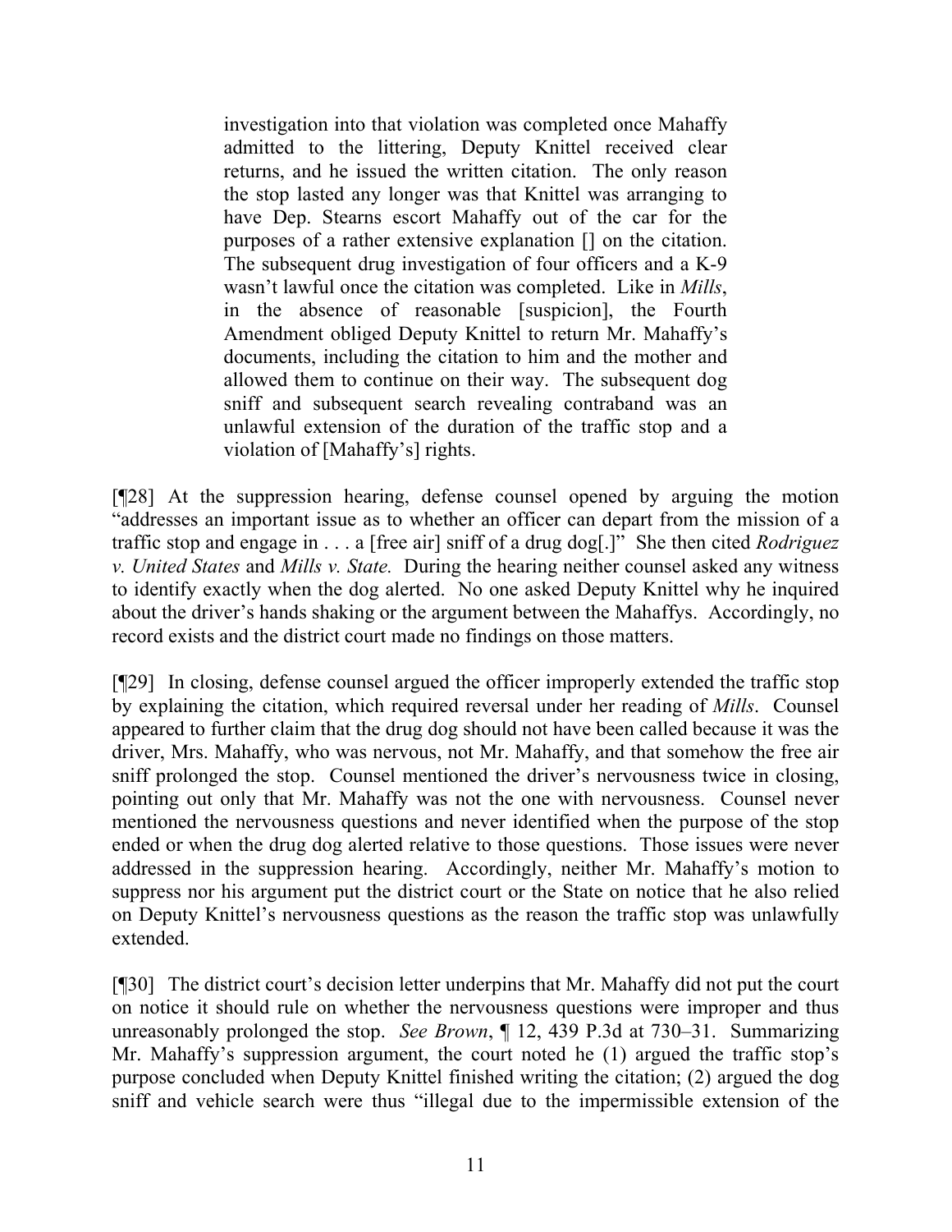> investigation into that violation was completed once Mahaffy admitted to the littering, Deputy Knittel received clear returns, and he issued the written citation. The only reason the stop lasted any longer was that Knittel was arranging to have Dep. Stearns escort Mahaffy out of the car for the purposes of a rather extensive explanation [] on the citation. The subsequent drug investigation of four officers and a K-9 wasn't lawful once the citation was completed. Like in *Mills*, in the absence of reasonable [suspicion], the Fourth Amendment obliged Deputy Knittel to return Mr. Mahaffy's documents, including the citation to him and the mother and allowed them to continue on their way. The subsequent dog sniff and subsequent search revealing contraband was an unlawful extension of the duration of the traffic stop and a violation of [Mahaffy's] rights.

[¶28] At the suppression hearing, defense counsel opened by arguing the motion "addresses an important issue as to whether an officer can depart from the mission of a traffic stop and engage in . . . a [free air] sniff of a drug dog[.]" She then cited *Rodriguez v. United States* and *Mills v. State.* During the hearing neither counsel asked any witness to identify exactly when the dog alerted. No one asked Deputy Knittel why he inquired about the driver's hands shaking or the argument between the Mahaffys. Accordingly, no record exists and the district court made no findings on those matters.

[¶29] In closing, defense counsel argued the officer improperly extended the traffic stop by explaining the citation, which required reversal under her reading of *Mills*. Counsel appeared to further claim that the drug dog should not have been called because it was the driver, Mrs. Mahaffy, who was nervous, not Mr. Mahaffy, and that somehow the free air sniff prolonged the stop. Counsel mentioned the driver's nervousness twice in closing, pointing out only that Mr. Mahaffy was not the one with nervousness. Counsel never mentioned the nervousness questions and never identified when the purpose of the stop ended or when the drug dog alerted relative to those questions. Those issues were never addressed in the suppression hearing. Accordingly, neither Mr. Mahaffy's motion to suppress nor his argument put the district court or the State on notice that he also relied on Deputy Knittel's nervousness questions as the reason the traffic stop was unlawfully extended.

[¶30] The district court's decision letter underpins that Mr. Mahaffy did not put the court on notice it should rule on whether the nervousness questions were improper and thus unreasonably prolonged the stop. *See Brown*, ¶ 12, 439 P.3d at 730–31. Summarizing Mr. Mahaffy's suppression argument, the court noted he (1) argued the traffic stop's purpose concluded when Deputy Knittel finished writing the citation; (2) argued the dog sniff and vehicle search were thus "illegal due to the impermissible extension of the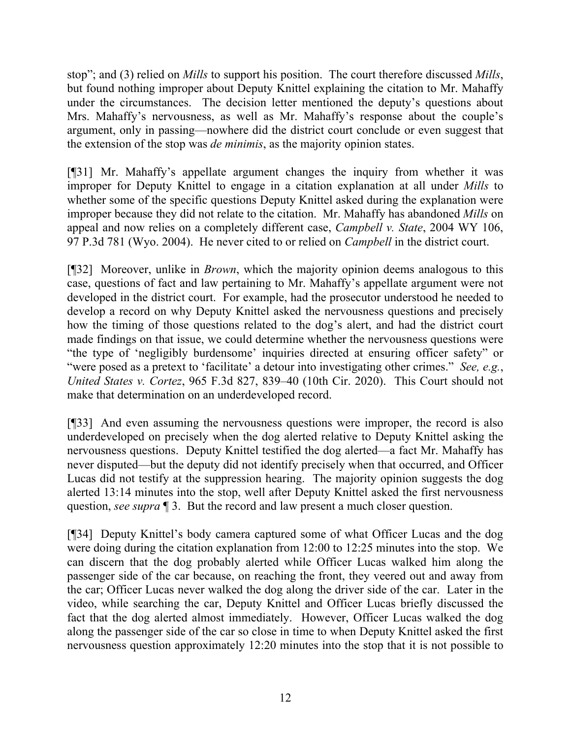stop"; and (3) relied on *Mills* to support his position. The court therefore discussed *Mills*, but found nothing improper about Deputy Knittel explaining the citation to Mr. Mahaffy under the circumstances. The decision letter mentioned the deputy's questions about Mrs. Mahaffy's nervousness, as well as Mr. Mahaffy's response about the couple's argument, only in passing—nowhere did the district court conclude or even suggest that the extension of the stop was *de minimis*, as the majority opinion states.

[¶31] Mr. Mahaffy's appellate argument changes the inquiry from whether it was improper for Deputy Knittel to engage in a citation explanation at all under *Mills* to whether some of the specific questions Deputy Knittel asked during the explanation were improper because they did not relate to the citation. Mr. Mahaffy has abandoned *Mills* on appeal and now relies on a completely different case, *Campbell v. State*, 2004 WY 106, 97 P.3d 781 (Wyo. 2004). He never cited to or relied on *Campbell* in the district court.

[¶32] Moreover, unlike in *Brown*, which the majority opinion deems analogous to this case, questions of fact and law pertaining to Mr. Mahaffy's appellate argument were not developed in the district court. For example, had the prosecutor understood he needed to develop a record on why Deputy Knittel asked the nervousness questions and precisely how the timing of those questions related to the dog's alert, and had the district court made findings on that issue, we could determine whether the nervousness questions were "the type of 'negligibly burdensome' inquiries directed at ensuring officer safety" or "were posed as a pretext to 'facilitate' a detour into investigating other crimes." *See, e.g.*, *United States v. Cortez*, 965 F.3d 827, 839–40 (10th Cir. 2020). This Court should not make that determination on an underdeveloped record.

[¶33] And even assuming the nervousness questions were improper, the record is also underdeveloped on precisely when the dog alerted relative to Deputy Knittel asking the nervousness questions. Deputy Knittel testified the dog alerted—a fact Mr. Mahaffy has never disputed—but the deputy did not identify precisely when that occurred, and Officer Lucas did not testify at the suppression hearing. The majority opinion suggests the dog alerted 13:14 minutes into the stop, well after Deputy Knittel asked the first nervousness question, *see supra* ¶ 3. But the record and law present a much closer question.

[¶34] Deputy Knittel's body camera captured some of what Officer Lucas and the dog were doing during the citation explanation from 12:00 to 12:25 minutes into the stop. We can discern that the dog probably alerted while Officer Lucas walked him along the passenger side of the car because, on reaching the front, they veered out and away from the car; Officer Lucas never walked the dog along the driver side of the car. Later in the video, while searching the car, Deputy Knittel and Officer Lucas briefly discussed the fact that the dog alerted almost immediately. However, Officer Lucas walked the dog along the passenger side of the car so close in time to when Deputy Knittel asked the first nervousness question approximately 12:20 minutes into the stop that it is not possible to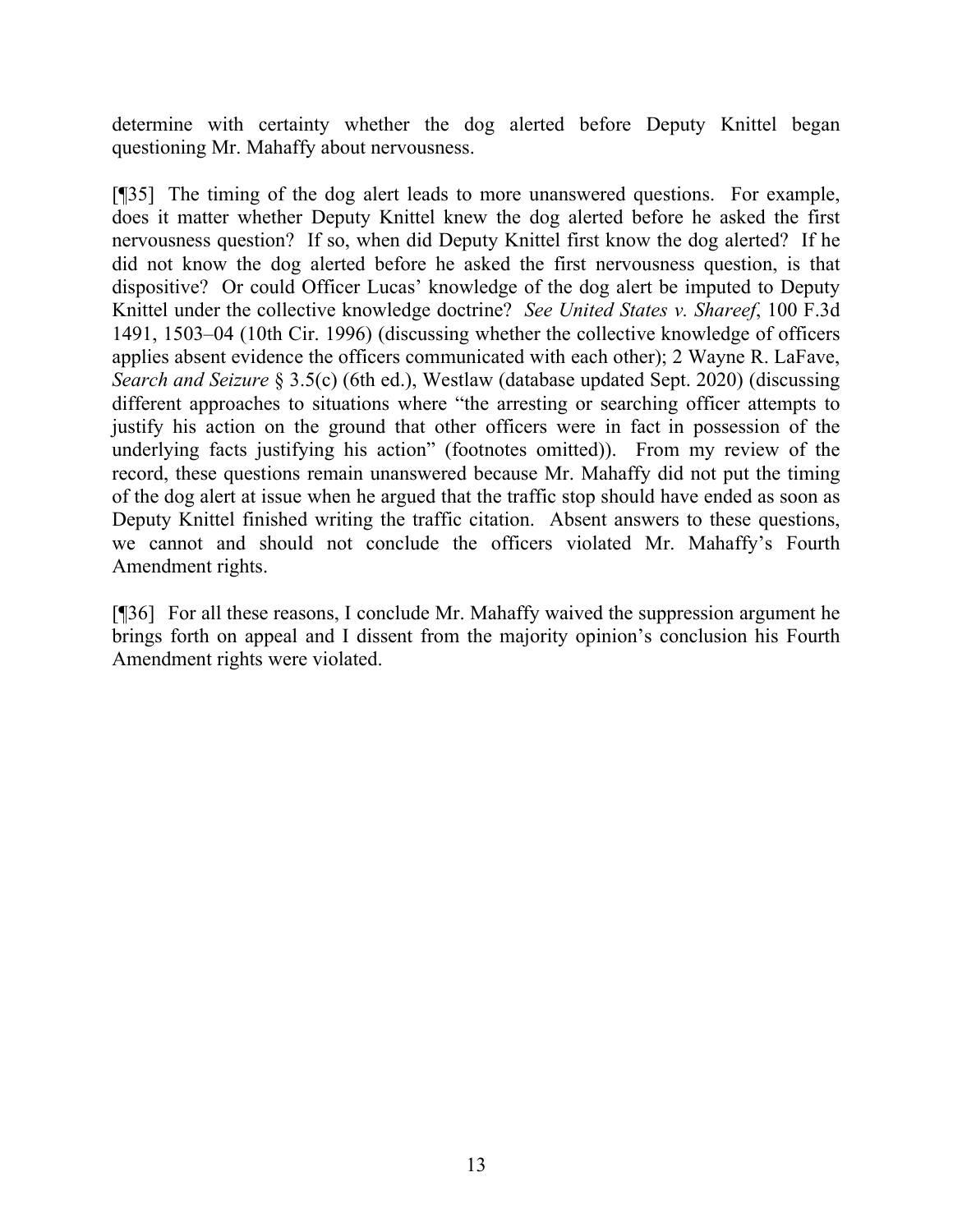determine with certainty whether the dog alerted before Deputy Knittel began questioning Mr. Mahaffy about nervousness.

[¶35] The timing of the dog alert leads to more unanswered questions. For example, does it matter whether Deputy Knittel knew the dog alerted before he asked the first nervousness question? If so, when did Deputy Knittel first know the dog alerted? If he did not know the dog alerted before he asked the first nervousness question, is that dispositive? Or could Officer Lucas' knowledge of the dog alert be imputed to Deputy Knittel under the collective knowledge doctrine? *See United States v. Shareef*, 100 F.3d 1491, 1503–04 (10th Cir. 1996) (discussing whether the collective knowledge of officers applies absent evidence the officers communicated with each other); 2 Wayne R. LaFave, *Search and Seizure* § 3.5(c) (6th ed.), Westlaw (database updated Sept. 2020) (discussing different approaches to situations where "the arresting or searching officer attempts to justify his action on the ground that other officers were in fact in possession of the underlying facts justifying his action" (footnotes omitted)). From my review of the record, these questions remain unanswered because Mr. Mahaffy did not put the timing of the dog alert at issue when he argued that the traffic stop should have ended as soon as Deputy Knittel finished writing the traffic citation. Absent answers to these questions, we cannot and should not conclude the officers violated Mr. Mahaffy's Fourth Amendment rights.

[¶36] For all these reasons, I conclude Mr. Mahaffy waived the suppression argument he brings forth on appeal and I dissent from the majority opinion's conclusion his Fourth Amendment rights were violated.